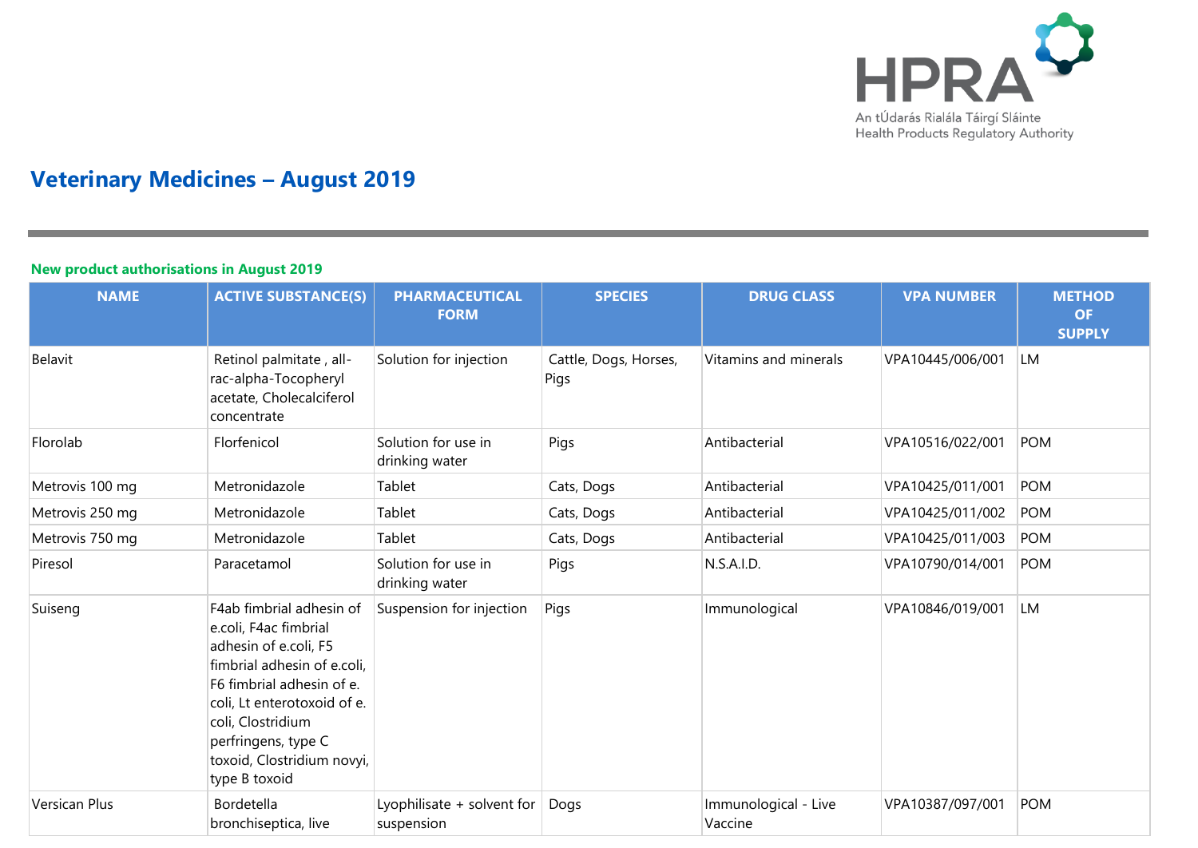# Veterinary Medicines – August 2019

## New product authorisations in August 2019

| NAME | ACTIVE SUBSTANCE(S) | PHARMACEUTICAL FORM | SPECIES | DRUG CLASS | VPA NUMBER | METHOD OF SUPPLY |
|---|---|---|---|---|---|---|
| Belavit | Retinol palmitate , all-rac-alpha-Tocopheryl acetate, Cholecalciferol concentrate | Solution for injection | Cattle, Dogs, Horses, Pigs | Vitamins and minerals | VPA10445/006/001 | LM |
| Florolab | Florfenicol | Solution for use in drinking water | Pigs | Antibacterial | VPA10516/022/001 | POM |
| Metrovis 100 mg | Metronidazole | Tablet | Cats, Dogs | Antibacterial | VPA10425/011/001 | POM |
| Metrovis 250 mg | Metronidazole | Tablet | Cats, Dogs | Antibacterial | VPA10425/011/002 | POM |
| Metrovis 750 mg | Metronidazole | Tablet | Cats, Dogs | Antibacterial | VPA10425/011/003 | POM |
| Piresol | Paracetamol | Solution for use in drinking water | Pigs | N.S.A.I.D. | VPA10790/014/001 | POM |
| Suiseng | F4ab fimbrial adhesin of e.coli, F4ac fimbrial adhesin of e.coli, F5 fimbrial adhesin of e.coli, F6 fimbrial adhesin of e. coli, Lt enterotoxoid of e. coli, Clostridium perfringens, type C toxoid, Clostridium novyi, type B toxoid | Suspension for injection | Pigs | Immunological | VPA10846/019/001 | LM |
| Versican Plus | Bordetella bronchiseptica, live | Lyophilisate + solvent for suspension | Dogs | Immunological - Live Vaccine | VPA10387/097/001 | POM |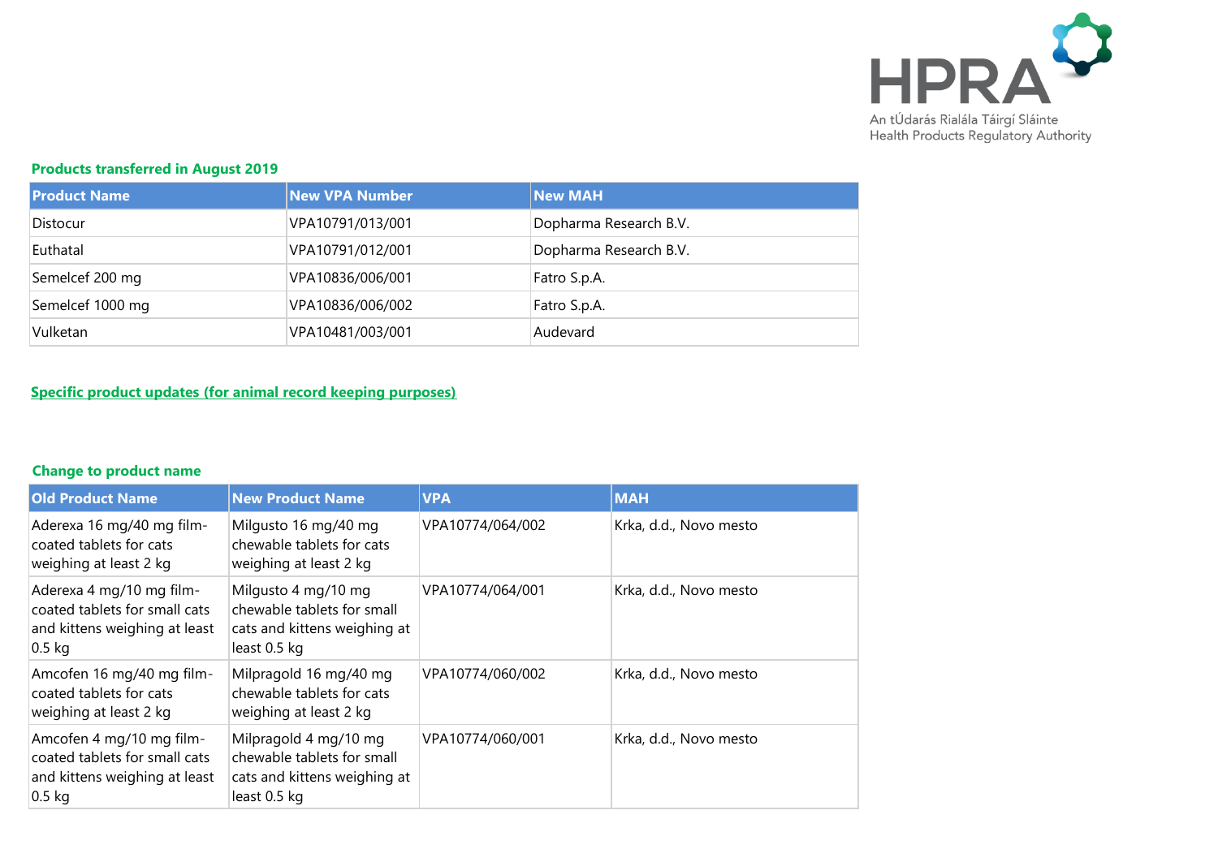## Products transferred in August 2019

| Product Name | New VPA Number | New MAH |
|---|---|---|
| Distocur | VPA10791/013/001 | Dopharma Research B.V. |
| Euthatal | VPA10791/012/001 | Dopharma Research B.V. |
| Semelcef 200 mg | VPA10836/006/001 | Fatro S.p.A. |
| Semelcef 1000 mg | VPA10836/006/002 | Fatro S.p.A. |
| Vulketan | VPA10481/003/001 | Audevard |

## Specific product updates (for animal record keeping purposes)

### Change to product name

| Old Product Name | New Product Name | VPA | MAH |
|---|---|---|---|
| Aderexa 16 mg/40 mg film-coated tablets for cats weighing at least 2 kg | Milgusto 16 mg/40 mg chewable tablets for cats weighing at least 2 kg | VPA10774/064/002 | Krka, d.d., Novo mesto |
| Aderexa 4 mg/10 mg film-coated tablets for small cats and kittens weighing at least 0.5 kg | Milgusto 4 mg/10 mg chewable tablets for small cats and kittens weighing at least 0.5 kg | VPA10774/064/001 | Krka, d.d., Novo mesto |
| Amcofen 16 mg/40 mg film-coated tablets for cats weighing at least 2 kg | Milpragold 16 mg/40 mg chewable tablets for cats weighing at least 2 kg | VPA10774/060/002 | Krka, d.d., Novo mesto |
| Amcofen 4 mg/10 mg film-coated tablets for small cats and kittens weighing at least 0.5 kg | Milpragold 4 mg/10 mg chewable tablets for small cats and kittens weighing at least 0.5 kg | VPA10774/060/001 | Krka, d.d., Novo mesto |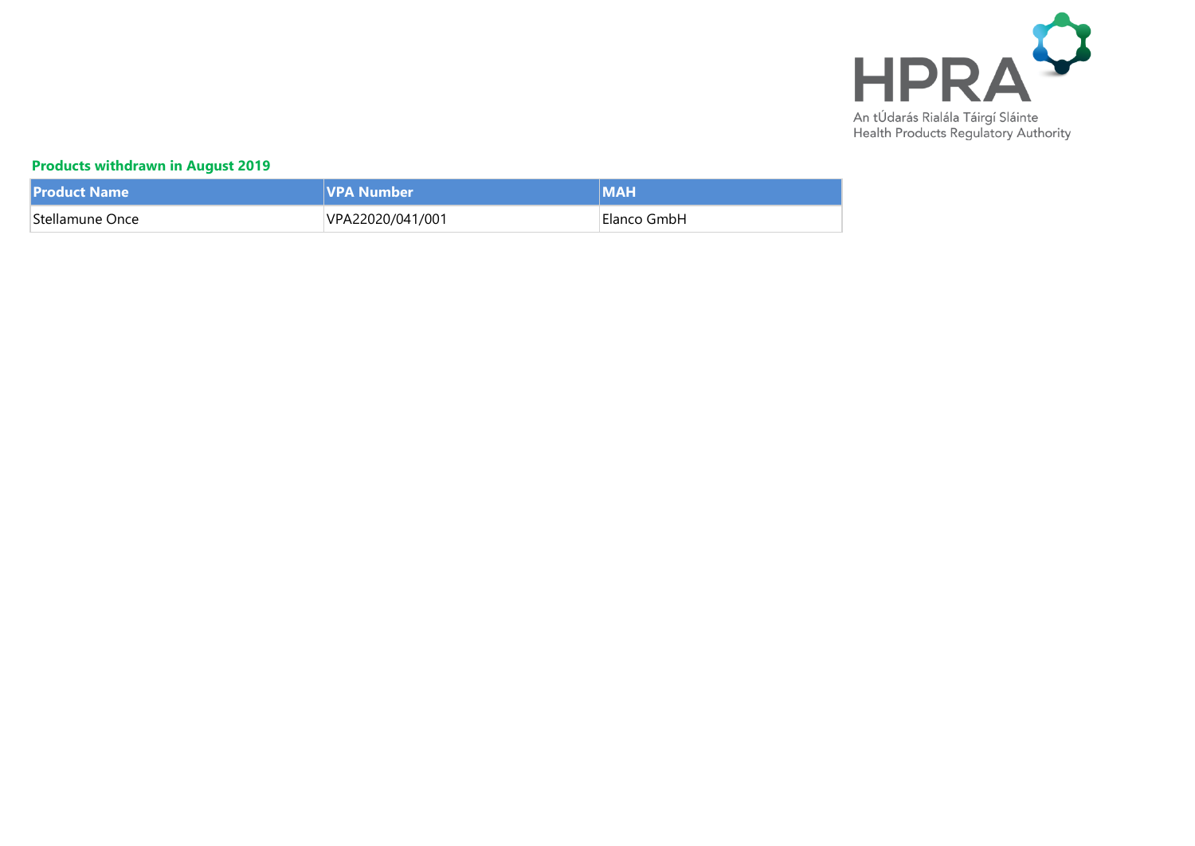**Products withdrawn in August 2019**

| Product Name | VPA Number | MAH |
|---|---|---|
| Stellamune Once | VPA22020/041/001 | Elanco GmbH |